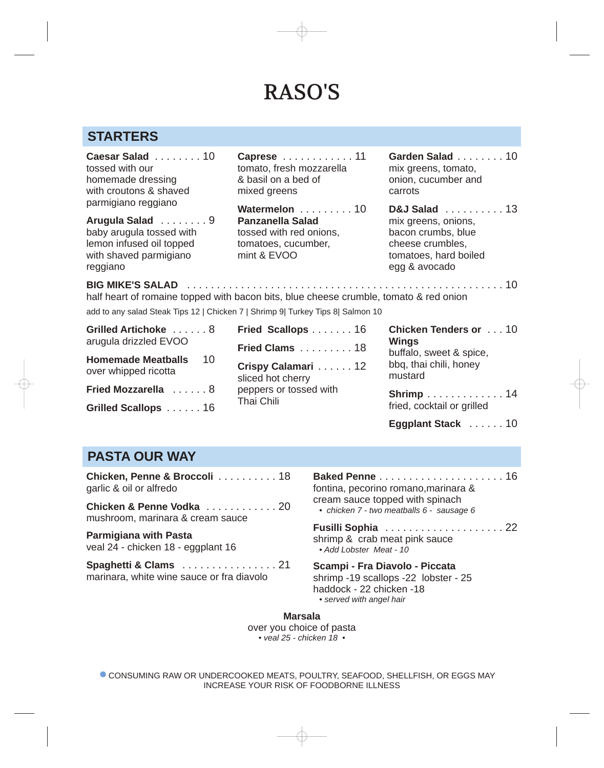# RASO'S

## STARTERS

**Caesar Salad** . . . . . . . . 10
tossed with our homemade dressing with croutons & shaved parmigiano reggiano

**Arugula Salad** . . . . . . . . 9
baby arugula tossed with lemon infused oil topped with shaved parmigiano reggiano

**Caprese** . . . . . . . . . . . . 11
tomato, fresh mozzarella & basil on a bed of mixed greens

**Watermelon Panzanella Salad** . . . . . . . . . 10
tossed with red onions, tomatoes, cucumber, mint & EVOO

**Garden Salad** . . . . . . . . 10
mix greens, tomato, onion, cucumber and carrots

**D&J Salad** . . . . . . . . . . 13
mix greens, onions, bacon crumbs, blue cheese crumbles, tomatoes, hard boiled egg & avocado

**BIG MIKE'S SALAD** . . . . . . . . . . . . . . . . . . . . . . . . . . . . . . . . . . . . . . . . . . . . . . . . . . . 10
half heart of romaine topped with bacon bits, blue cheese crumble, tomato & red onion

add to any salad Steak Tips 12 | Chicken 7 | Shrimp 9| Turkey Tips 8| Salmon 10

**Grilled Artichoke** . . . . . . 8
arugula drizzled EVOO

**Homemade Meatballs** 10
over whipped ricotta

**Fried Mozzarella** . . . . . . 8

**Grilled Scallops** . . . . . . 16

**Fried Scallops** . . . . . . . 16

**Fried Clams** . . . . . . . . . 18

**Crispy Calamari** . . . . . . 12
sliced hot cherry peppers or tossed with Thai Chili

**Chicken Tenders or Wings** . . . 10
buffalo, sweet & spice, bbq, thai chili, honey mustard

**Shrimp** . . . . . . . . . . . . . 14
fried, cocktail or grilled

**Eggplant Stack** . . . . . . 10

## PASTA OUR WAY

**Chicken, Penne & Broccoli** . . . . . . . . . . 18
garlic & oil or alfredo

**Chicken & Penne Vodka** . . . . . . . . . . . . 20
mushroom, marinara & cream sauce

**Parmigiana with Pasta**
veal 24 - chicken 18 - eggplant 16

**Spaghetti & Clams** . . . . . . . . . . . . . . . . 21
marinara, white wine sauce or fra diavolo

**Baked Penne** . . . . . . . . . . . . . . . . . . . . . 16
fontina, pecorino romano,marinara & cream sauce topped with spinach
- *chicken 7 - two meatballs 6 - sausage 6*

**Fusilli Sophia** . . . . . . . . . . . . . . . . . . . . 22
shrimp & crab meat pink sauce
- *Add Lobster Meat - 10*

**Scampi - Fra Diavolo - Piccata**
shrimp -19 scallops -22 lobster - 25
haddock - 22 chicken -18
- *served with angel hair*

**Marsala**
over you choice of pasta
*• veal 25 - chicken 18 •*

CONSUMING RAW OR UNDERCOOKED MEATS, POULTRY, SEAFOOD, SHELLFISH, OR EGGS MAY INCREASE YOUR RISK OF FOODBORNE ILLNESS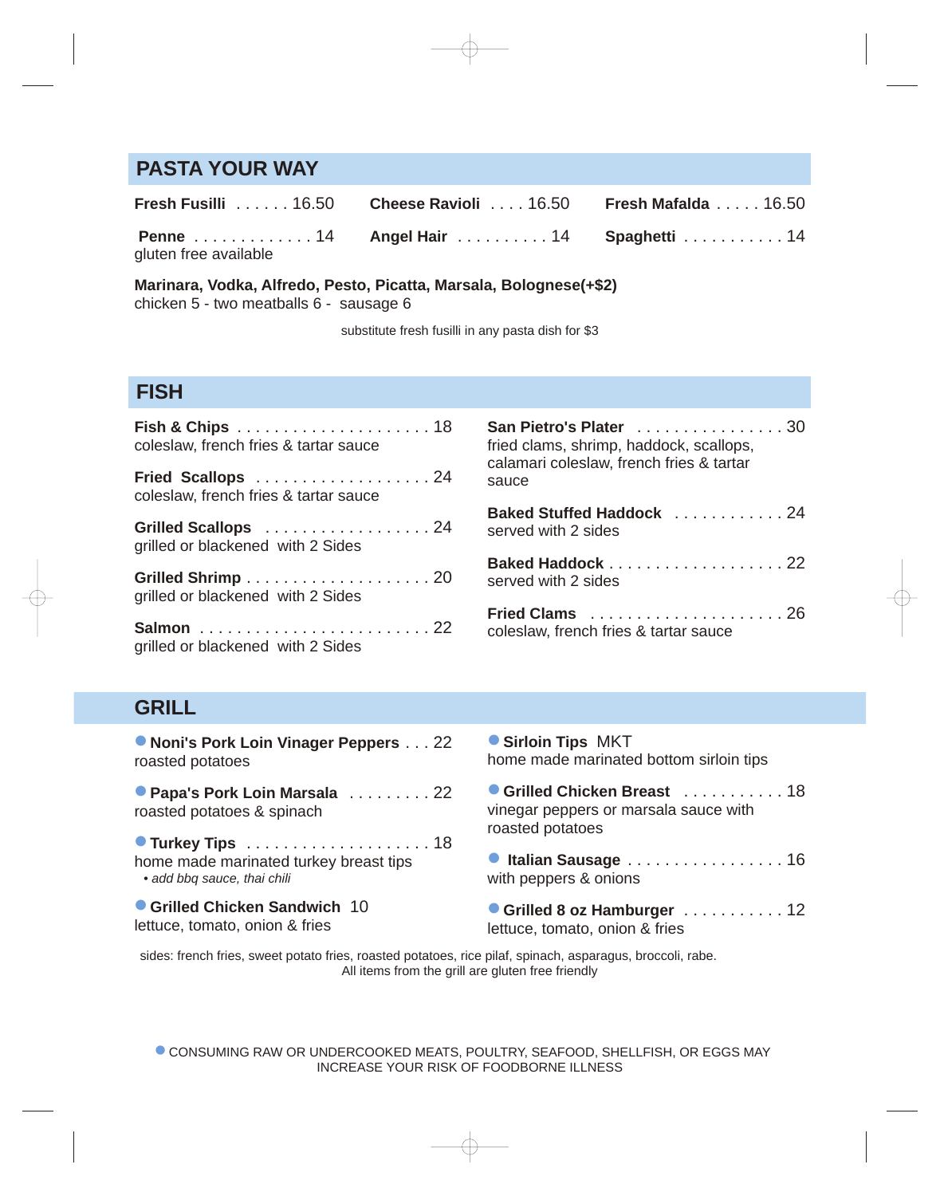## PASTA YOUR WAY

**Fresh Fusilli** . . . . . . 16.50

**Cheese Ravioli** . . . . 16.50

**Fresh Mafalda** . . . . . 16.50

**Penne** . . . . . . . . . . . . . 14
gluten free available

**Angel Hair** . . . . . . . . . . 14

**Spaghetti** . . . . . . . . . . . 14

**Marinara, Vodka, Alfredo, Pesto, Picatta, Marsala, Bolognese(+$2)**
chicken 5 - two meatballs 6 - sausage 6

substitute fresh fusilli in any pasta dish for $3

## FISH

**Fish & Chips** . . . . . . . . . . . . . . . . . . . . . 18
coleslaw, french fries & tartar sauce

**Fried Scallops** . . . . . . . . . . . . . . . . . . . 24
coleslaw, french fries & tartar sauce

**Grilled Scallops** . . . . . . . . . . . . . . . . . . 24
grilled or blackened with 2 Sides

**Grilled Shrimp** . . . . . . . . . . . . . . . . . . . . 20
grilled or blackened with 2 Sides

**Salmon** . . . . . . . . . . . . . . . . . . . . . . . . . 22
grilled or blackened with 2 Sides

**San Pietro's Plater** . . . . . . . . . . . . . . . . 30
fried clams, shrimp, haddock, scallops, calamari coleslaw, french fries & tartar sauce

**Baked Stuffed Haddock** . . . . . . . . . . . . 24
served with 2 sides

**Baked Haddock** . . . . . . . . . . . . . . . . . . . 22
served with 2 sides

**Fried Clams** . . . . . . . . . . . . . . . . . . . . . 26
coleslaw, french fries & tartar sauce

## GRILL

● **Noni's Pork Loin Vinager Peppers** . . . 22
roasted potatoes

● **Papa's Pork Loin Marsala** . . . . . . . . . 22
roasted potatoes & spinach

● **Turkey Tips** . . . . . . . . . . . . . . . . . . . . 18
home made marinated turkey breast tips
*• add bbq sauce, thai chili*

● **Grilled Chicken Sandwich** 10
lettuce, tomato, onion & fries

● **Sirloin Tips** MKT
home made marinated bottom sirloin tips

● **Grilled Chicken Breast** . . . . . . . . . . . 18
vinegar peppers or marsala sauce with roasted potatoes

● **Italian Sausage** . . . . . . . . . . . . . . . . . 16
with peppers & onions

● **Grilled 8 oz Hamburger** . . . . . . . . . . . 12
lettuce, tomato, onion & fries

sides: french fries, sweet potato fries, roasted potatoes, rice pilaf, spinach, asparagus, broccoli, rabe.
All items from the grill are gluten free friendly

● CONSUMING RAW OR UNDERCOOKED MEATS, POULTRY, SEAFOOD, SHELLFISH, OR EGGS MAY INCREASE YOUR RISK OF FOODBORNE ILLNESS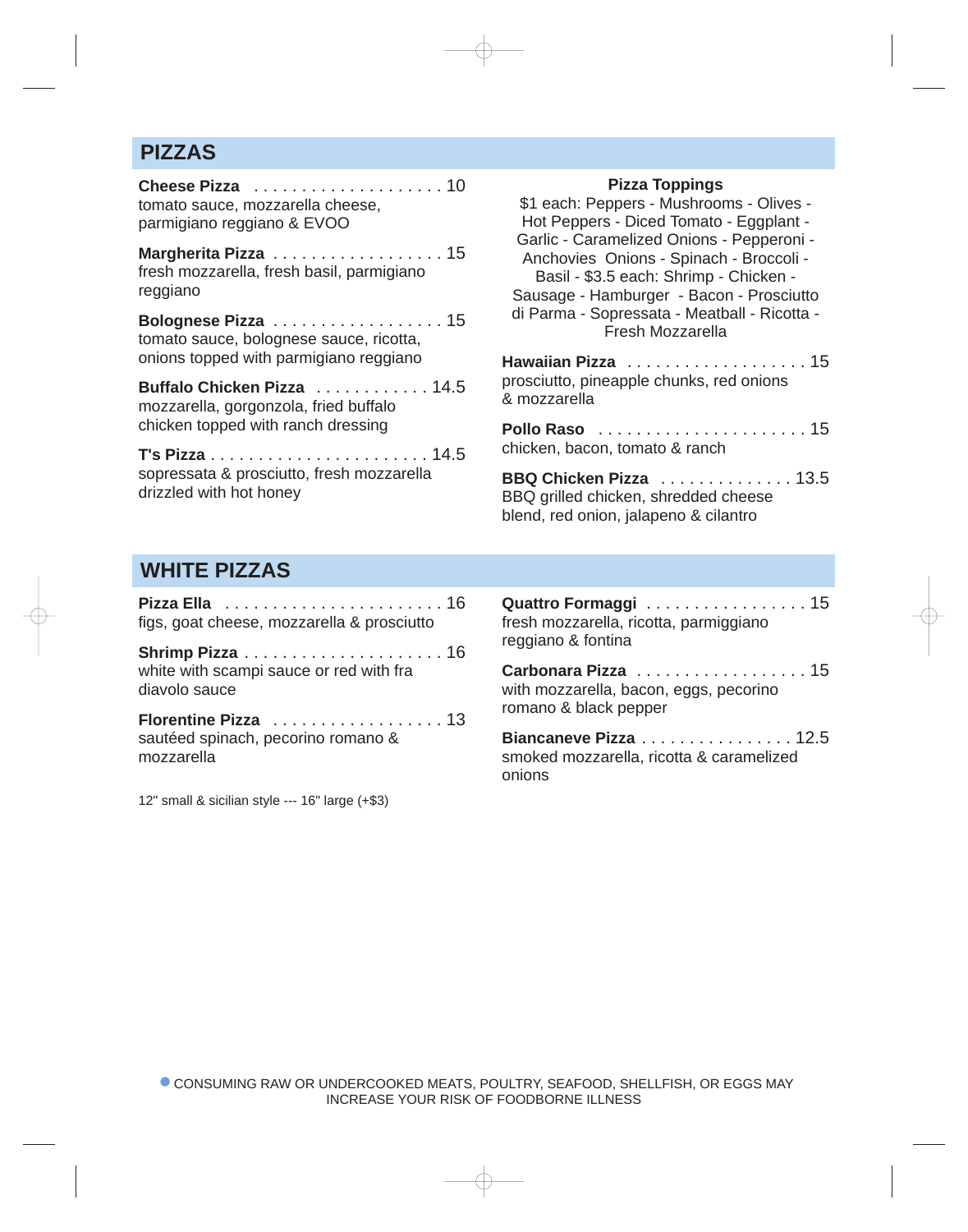## PIZZAS

**Cheese Pizza** . . . . . . . . . . . . . . . . . . . . 10
tomato sauce, mozzarella cheese, parmigiano reggiano & EVOO

**Margherita Pizza** . . . . . . . . . . . . . . . . . . 15
fresh mozzarella, fresh basil, parmigiano reggiano

**Bolognese Pizza** . . . . . . . . . . . . . . . . . . 15
tomato sauce, bolognese sauce, ricotta, onions topped with parmigiano reggiano

**Buffalo Chicken Pizza** . . . . . . . . . . . . 14.5
mozzarella, gorgonzola, fried buffalo chicken topped with ranch dressing

**T's Pizza** . . . . . . . . . . . . . . . . . . . . . . . 14.5
sopressata & prosciutto, fresh mozzarella drizzled with hot honey

**Pizza Toppings**

$1 each: Peppers - Mushrooms - Olives - Hot Peppers - Diced Tomato - Eggplant - Garlic - Caramelized Onions - Pepperoni - Anchovies Onions - Spinach - Broccoli - Basil - $3.5 each: Shrimp - Chicken - Sausage - Hamburger - Bacon - Prosciutto di Parma - Sopressata - Meatball - Ricotta - Fresh Mozzarella

**Hawaiian Pizza** . . . . . . . . . . . . . . . . . . . 15
prosciutto, pineapple chunks, red onions & mozzarella

**Pollo Raso** . . . . . . . . . . . . . . . . . . . . . . 15
chicken, bacon, tomato & ranch

**BBQ Chicken Pizza** . . . . . . . . . . . . . . 13.5
BBQ grilled chicken, shredded cheese blend, red onion, jalapeno & cilantro

## WHITE PIZZAS

**Pizza Ella** . . . . . . . . . . . . . . . . . . . . . . . 16
figs, goat cheese, mozzarella & prosciutto

**Shrimp Pizza** . . . . . . . . . . . . . . . . . . . . . 16
white with scampi sauce or red with fra diavolo sauce

**Florentine Pizza** . . . . . . . . . . . . . . . . . . 13
sautéed spinach, pecorino romano & mozzarella

**Quattro Formaggi** . . . . . . . . . . . . . . . . . 15
fresh mozzarella, ricotta, parmiggiano reggiano & fontina

**Carbonara Pizza** . . . . . . . . . . . . . . . . . . 15
with mozzarella, bacon, eggs, pecorino romano & black pepper

**Biancaneve Pizza** . . . . . . . . . . . . . . . . 12.5
smoked mozzarella, ricotta & caramelized onions

12" small & sicilian style --- 16" large (+$3)

CONSUMING RAW OR UNDERCOOKED MEATS, POULTRY, SEAFOOD, SHELLFISH, OR EGGS MAY INCREASE YOUR RISK OF FOODBORNE ILLNESS